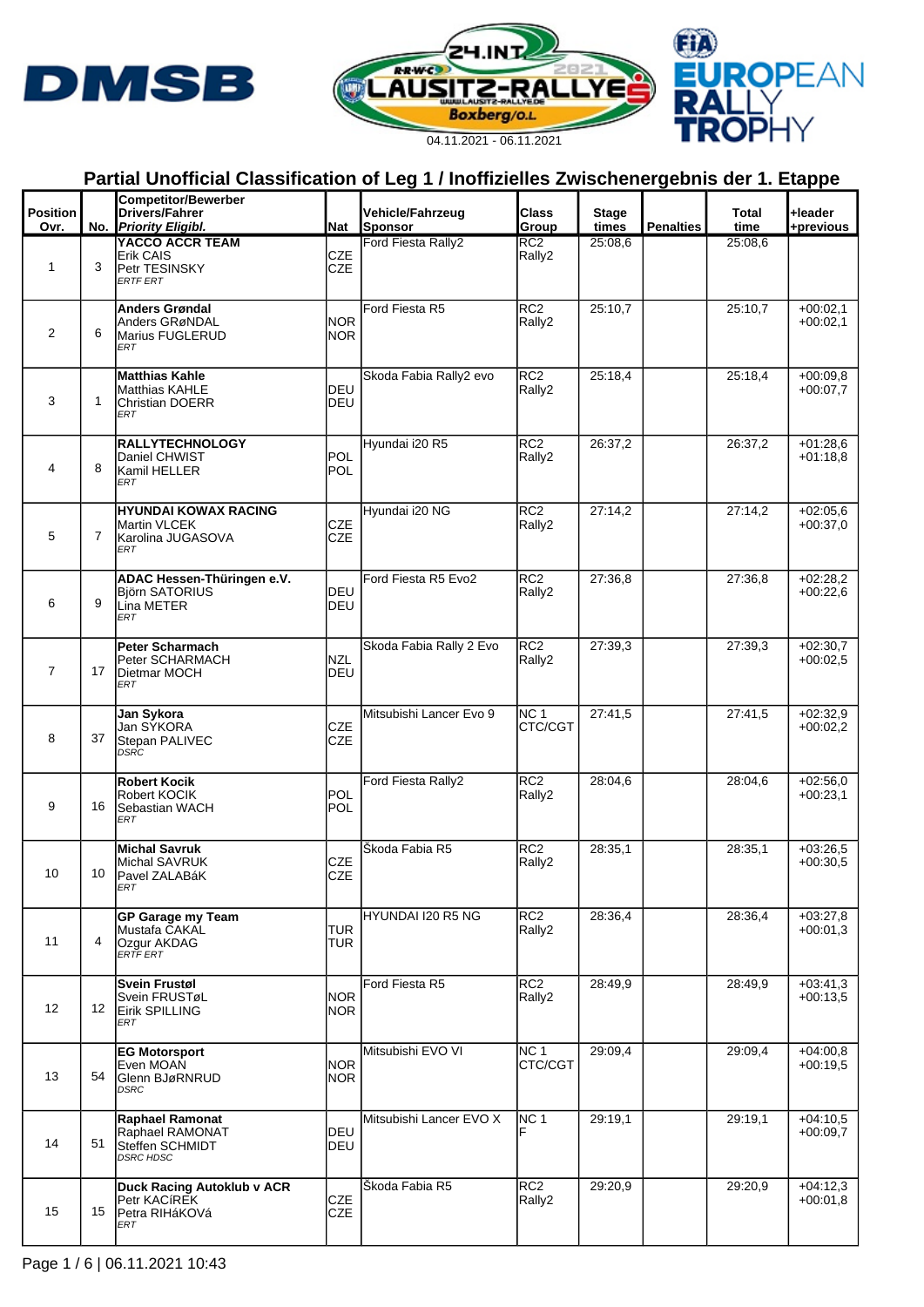04.11.2021 - 06.11.2021

## Partial Unofficial Classification of Leg 1 / Inoffizielles Zwischenergebnis der 1. Etappe

| Position Ovr. | No. | Competitor/Bewerber Drivers/Fahrer *Priority Eligibl.* | Nat | Vehicle/Fahrzeug Sponsor | Class Group | Stage times | Penalties | Total time | +leader +previous |
|---|---|---|---|---|---|---|---|---|---|
| 1 | 3 | **YACCO ACCR TEAM** Erik CAIS Petr TESINSKY *ERTF ERT* | CZE CZE | Ford Fiesta Rally2 | RC2 Rally2 | 25:08,6 | | 25:08,6 | |
| 2 | 6 | **Anders Grøndal** Anders GRøNDAL Marius FUGLERUD *ERT* | NOR NOR | Ford Fiesta R5 | RC2 Rally2 | 25:10,7 | | 25:10,7 | +00:02,1 +00:02,1 |
| 3 | 1 | **Matthias Kahle** Matthias KAHLE Christian DOERR *ERT* | DEU DEU | Skoda Fabia Rally2 evo | RC2 Rally2 | 25:18,4 | | 25:18,4 | +00:09,8 +00:07,7 |
| 4 | 8 | **RALLYTECHNOLOGY** Daniel CHWIST Kamil HELLER *ERT* | POL POL | Hyundai i20 R5 | RC2 Rally2 | 26:37,2 | | 26:37,2 | +01:28,6 +01:18,8 |
| 5 | 7 | **HYUNDAI KOWAX RACING** Martin VLCEK Karolina JUGASOVA *ERT* | CZE CZE | Hyundai i20 NG | RC2 Rally2 | 27:14,2 | | 27:14,2 | +02:05,6 +00:37,0 |
| 6 | 9 | **ADAC Hessen-Thüringen e.V.** Björn SATORIUS Lina METER *ERT* | DEU DEU | Ford Fiesta R5 Evo2 | RC2 Rally2 | 27:36,8 | | 27:36,8 | +02:28,2 +00:22,6 |
| 7 | 17 | **Peter Scharmach** Peter SCHARMACH Dietmar MOCH *ERT* | NZL DEU | Skoda Fabia Rally 2 Evo | RC2 Rally2 | 27:39,3 | | 27:39,3 | +02:30,7 +00:02,5 |
| 8 | 37 | **Jan Sykora** Jan SYKORA Stepan PALIVEC *DSRC* | CZE CZE | Mitsubishi Lancer Evo 9 | NC 1 CTC/CGT | 27:41,5 | | 27:41,5 | +02:32,9 +00:02,2 |
| 9 | 16 | **Robert Kocik** Robert KOCIK Sebastian WACH *ERT* | POL POL | Ford Fiesta Rally2 | RC2 Rally2 | 28:04,6 | | 28:04,6 | +02:56,0 +00:23,1 |
| 10 | 10 | **Michal Savruk** Michal SAVRUK Pavel ZALABáK *ERT* | CZE CZE | Škoda Fabia R5 | RC2 Rally2 | 28:35,1 | | 28:35,1 | +03:26,5 +00:30,5 |
| 11 | 4 | **GP Garage my Team** Mustafa CAKAL Ozgur AKDAG *ERTF ERT* | TUR TUR | HYUNDAI I20 R5 NG | RC2 Rally2 | 28:36,4 | | 28:36,4 | +03:27,8 +00:01,3 |
| 12 | 12 | **Svein Frustøl** Svein FRUSTøL Eirik SPILLING *ERT* | NOR NOR | Ford Fiesta R5 | RC2 Rally2 | 28:49,9 | | 28:49,9 | +03:41,3 +00:13,5 |
| 13 | 54 | **EG Motorsport** Even MOAN Glenn BJøRNRUD *DSRC* | NOR NOR | Mitsubishi EVO VI | NC 1 CTC/CGT | 29:09,4 | | 29:09,4 | +04:00,8 +00:19,5 |
| 14 | 51 | **Raphael Ramonat** Raphael RAMONAT Steffen SCHMIDT *DSRC HDSC* | DEU DEU | Mitsubishi Lancer EVO X | NC 1 F | 29:19,1 | | 29:19,1 | +04:10,5 +00:09,7 |
| 15 | 15 | **Duck Racing Autoklub v ACR** Petr KACIREK Petra RIHáKOVá *ERT* | CZE CZE | Škoda Fabia R5 | RC2 Rally2 | 29:20,9 | | 29:20,9 | +04:12,3 +00:01,8 |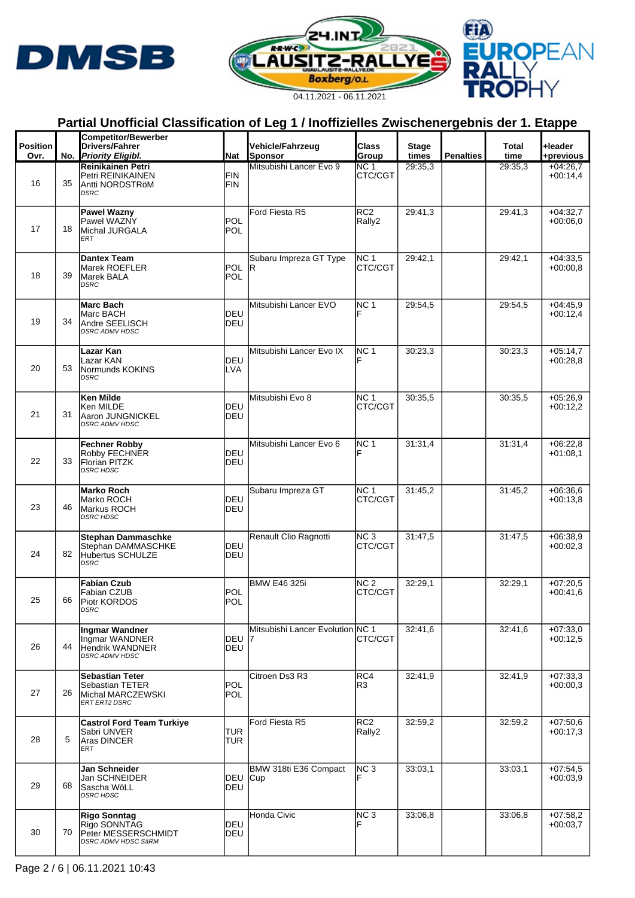04.11.2021 - 06.11.2021

## Partial Unofficial Classification of Leg 1 / Inoffizielles Zwischenergebnis der 1. Etappe

| Position Ovr. | No. | Competitor/Bewerber Drivers/Fahrer *Priority Eligibl.* | Nat | Vehicle/Fahrzeug Sponsor | Class Group | Stage times | Penalties | Total time | +leader +previous |
|---|---|---|---|---|---|---|---|---|---|
| 16 | 35 | **Reinikainen Petri** Petri REINIKAINEN Antti NORDSTRöM *DSRC* | FIN FIN | Mitsubishi Lancer Evo 9 | NC 1 CTC/CGT | 29:35,3 | | 29:35,3 | +04:26,7 +00:14,4 |
| 17 | 18 | **Pawel Wazny** Pawel WAZNY Michal JURGALA *ERT* | POL POL | Ford Fiesta R5 | RC2 Rally2 | 29:41,3 | | 29:41,3 | +04:32,7 +00:06,0 |
| 18 | 39 | **Dantex Team** Marek ROEFLER Marek BALA *DSRC* | POL POL | Subaru Impreza GT Type R | NC 1 CTC/CGT | 29:42,1 | | 29:42,1 | +04:33,5 +00:00,8 |
| 19 | 34 | **Marc Bach** Marc BACH Andre SEELISCH *DSRC ADMV HDSC* | DEU DEU | Mitsubishi Lancer EVO | NC 1 F | 29:54,5 | | 29:54,5 | +04:45,9 +00:12,4 |
| 20 | 53 | **Lazar Kan** Lazar KAN Normunds KOKINS *DSRC* | DEU LVA | Mitsubishi Lancer Evo IX | NC 1 F | 30:23,3 | | 30:23,3 | +05:14,7 +00:28,8 |
| 21 | 31 | **Ken Milde** Ken MILDE Aaron JUNGNICKEL *DSRC ADMV HDSC* | DEU DEU | Mitsubishi Evo 8 | NC 1 CTC/CGT | 30:35,5 | | 30:35,5 | +05:26,9 +00:12,2 |
| 22 | 33 | **Fechner Robby** Robby FECHNER Florian PITZK *DSRC HDSC* | DEU DEU | Mitsubishi Lancer Evo 6 | NC 1 F | 31:31,4 | | 31:31,4 | +06:22,8 +01:08,1 |
| 23 | 46 | **Marko Roch** Marko ROCH Markus ROCH *DSRC HDSC* | DEU DEU | Subaru Impreza GT | NC 1 CTC/CGT | 31:45,2 | | 31:45,2 | +06:36,6 +00:13,8 |
| 24 | 82 | **Stephan Dammaschke** Stephan DAMMASCHKE Hubertus SCHULZE *DSRC* | DEU DEU | Renault Clio Ragnotti | NC 3 CTC/CGT | 31:47,5 | | 31:47,5 | +06:38,9 +00:02,3 |
| 25 | 66 | **Fabian Czub** Fabian CZUB Piotr KORDOS *DSRC* | POL POL | BMW E46 325i | NC 2 CTC/CGT | 32:29,1 | | 32:29,1 | +07:20,5 +00:41,6 |
| 26 | 44 | **Ingmar Wandner** Ingmar WANDNER Hendrik WANDNER *DSRC ADMV HDSC* | DEU DEU | Mitsubishi Lancer Evolution 7 | NC 1 CTC/CGT | 32:41,6 | | 32:41,6 | +07:33,0 +00:12,5 |
| 27 | 26 | **Sebastian Teter** Sebastian TETER Michal MARCZEWSKI *ERT ERT2 DSRC* | POL POL | Citroen Ds3 R3 | RC4 R3 | 32:41,9 | | 32:41,9 | +07:33,3 +00:00,3 |
| 28 | 5 | **Castrol Ford Team Turkiye** Sabri UNVER Aras DINCER *ERT* | TUR TUR | Ford Fiesta R5 | RC2 Rally2 | 32:59,2 | | 32:59,2 | +07:50,6 +00:17,3 |
| 29 | 68 | **Jan Schneider** Jan SCHNEIDER Sascha WöLL *DSRC HDSC* | DEU DEU | BMW 318ti E36 Compact Cup | NC 3 F | 33:03,1 | | 33:03,1 | +07:54,5 +00:03,9 |
| 30 | 70 | **Rigo Sonntag** Rigo SONNTAG Peter MESSERSCHMIDT *DSRC ADMV HDSC SäRM* | DEU DEU | Honda Civic | NC 3 F | 33:06,8 | | 33:06,8 | +07:58,2 +00:03,7 |

Page 2 / 6 | 06.11.2021 10:43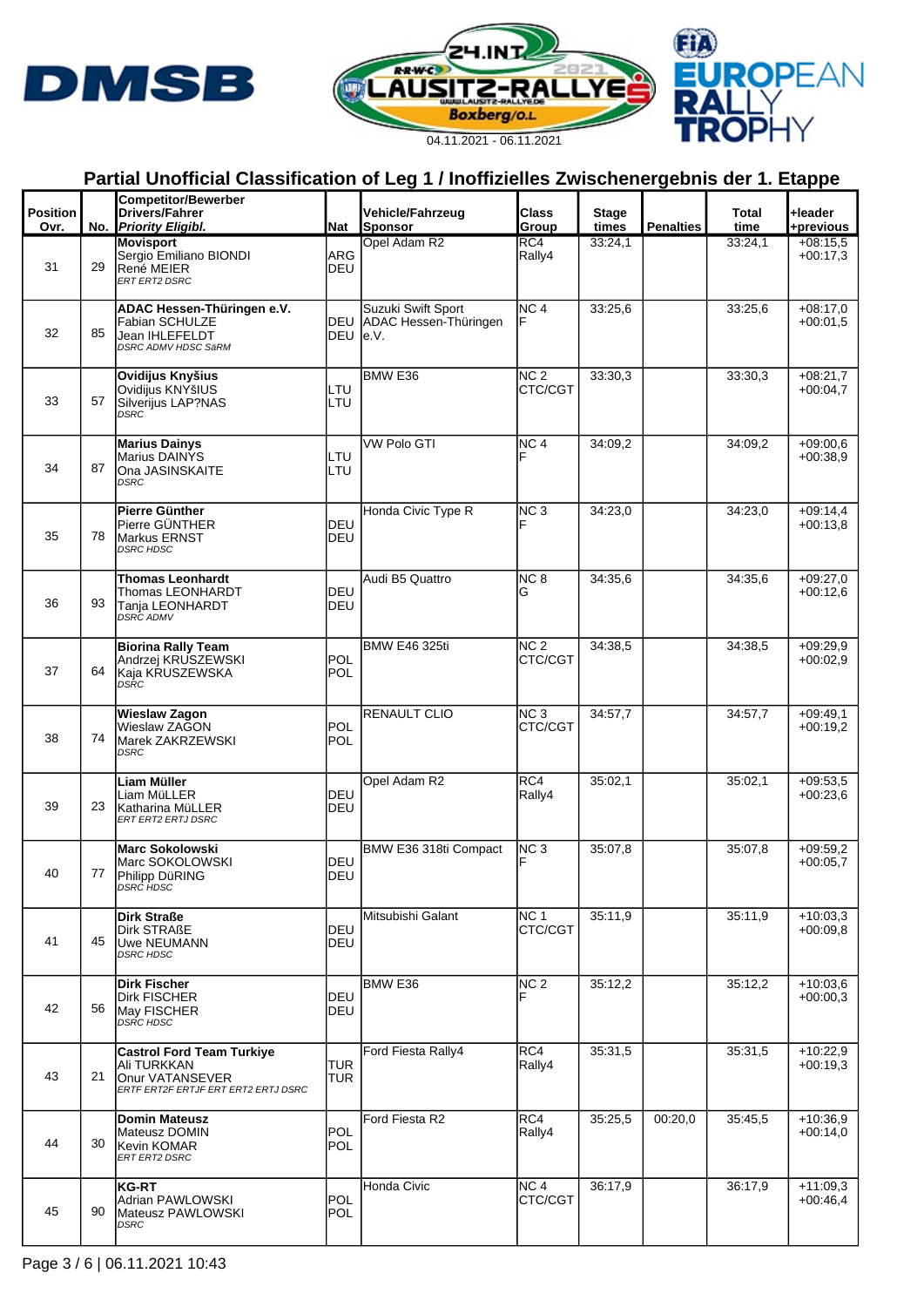04.11.2021 - 06.11.2021

## Partial Unofficial Classification of Leg 1 / Inoffizielles Zwischenergebnis der 1. Etappe

| Position Ovr. | No. | Competitor/Bewerber Drivers/Fahrer *Priority Eligibl.* | Nat | Vehicle/Fahrzeug Sponsor | Class Group | Stage times | Penalties | Total time | +leader +previous |
|---|---|---|---|---|---|---|---|---|---|
| 31 | 29 | **Movisport** Sergio Emiliano BIONDI René MEIER *ERT ERT2 DSRC* | ARG DEU | Opel Adam R2 | RC4 Rally4 | 33:24,1 | | 33:24,1 | +08:15,5 +00:17,3 |
| 32 | 85 | **ADAC Hessen-Thüringen e.V.** Fabian SCHULZE Jean IHLEFELDT *DSRC ADMV HDSC SäRM* | DEU DEU | Suzuki Swift Sport ADAC Hessen-Thüringen e.V. | NC 4 F | 33:25,6 | | 33:25,6 | +08:17,0 +00:01,5 |
| 33 | 57 | **Ovidijus Knyšius** Ovidijus KNYšIUS Silverijus LAP?NAS *DSRC* | LTU LTU | BMW E36 | NC 2 CTC/CGT | 33:30,3 | | 33:30,3 | +08:21,7 +00:04,7 |
| 34 | 87 | **Marius Dainys** Marius DAINYS Ona JASINSKAITE *DSRC* | LTU LTU | VW Polo GTI | NC 4 F | 34:09,2 | | 34:09,2 | +09:00,6 +00:38,9 |
| 35 | 78 | **Pierre Günther** Pierre GÜNTHER Markus ERNST *DSRC HDSC* | DEU DEU | Honda Civic Type R | NC 3 F | 34:23,0 | | 34:23,0 | +09:14,4 +00:13,8 |
| 36 | 93 | **Thomas Leonhardt** Thomas LEONHARDT Tanja LEONHARDT *DSRC ADMV* | DEU DEU | Audi B5 Quattro | NC 8 G | 34:35,6 | | 34:35,6 | +09:27,0 +00:12,6 |
| 37 | 64 | **Biorina Rally Team** Andrzej KRUSZEWSKI Kaja KRUSZEWSKA *DSRC* | POL POL | BMW E46 325ti | NC 2 CTC/CGT | 34:38,5 | | 34:38,5 | +09:29,9 +00:02,9 |
| 38 | 74 | **Wieslaw Zagon** Wieslaw ZAGON Marek ZAKRZEWSKI *DSRC* | POL POL | RENAULT CLIO | NC 3 CTC/CGT | 34:57,7 | | 34:57,7 | +09:49,1 +00:19,2 |
| 39 | 23 | **Liam Müller** Liam MüLLER Katharina MüLLER *ERT ERT2 ERTJ DSRC* | DEU DEU | Opel Adam R2 | RC4 Rally4 | 35:02,1 | | 35:02,1 | +09:53,5 +00:23,6 |
| 40 | 77 | **Marc Sokolowski** Marc SOKOLOWSKI Philipp DüRING *DSRC HDSC* | DEU DEU | BMW E36 318ti Compact | NC 3 F | 35:07,8 | | 35:07,8 | +09:59,2 +00:05,7 |
| 41 | 45 | **Dirk Straße** Dirk STRAßE Uwe NEUMANN *DSRC HDSC* | DEU DEU | Mitsubishi Galant | NC 1 CTC/CGT | 35:11,9 | | 35:11,9 | +10:03,3 +00:09,8 |
| 42 | 56 | **Dirk Fischer** Dirk FISCHER May FISCHER *DSRC HDSC* | DEU DEU | BMW E36 | NC 2 F | 35:12,2 | | 35:12,2 | +10:03,6 +00:00,3 |
| 43 | 21 | **Castrol Ford Team Turkiye** Ali TURKKAN Onur VATANSEVER *ERTF ERT2F ERTJF ERT ERT2 ERTJ DSRC* | TUR TUR | Ford Fiesta Rally4 | RC4 Rally4 | 35:31,5 | | 35:31,5 | +10:22,9 +00:19,3 |
| 44 | 30 | **Domin Mateusz** Mateusz DOMIN Kevin KOMAR *ERT ERT2 DSRC* | POL POL | Ford Fiesta R2 | RC4 Rally4 | 35:25,5 | 00:20,0 | 35:45,5 | +10:36,9 +00:14,0 |
| 45 | 90 | **KG-RT** Adrian PAWLOWSKI Mateusz PAWLOWSKI *DSRC* | POL POL | Honda Civic | NC 4 CTC/CGT | 36:17,9 | | 36:17,9 | +11:09,3 +00:46,4 |

06.11.2021 10:43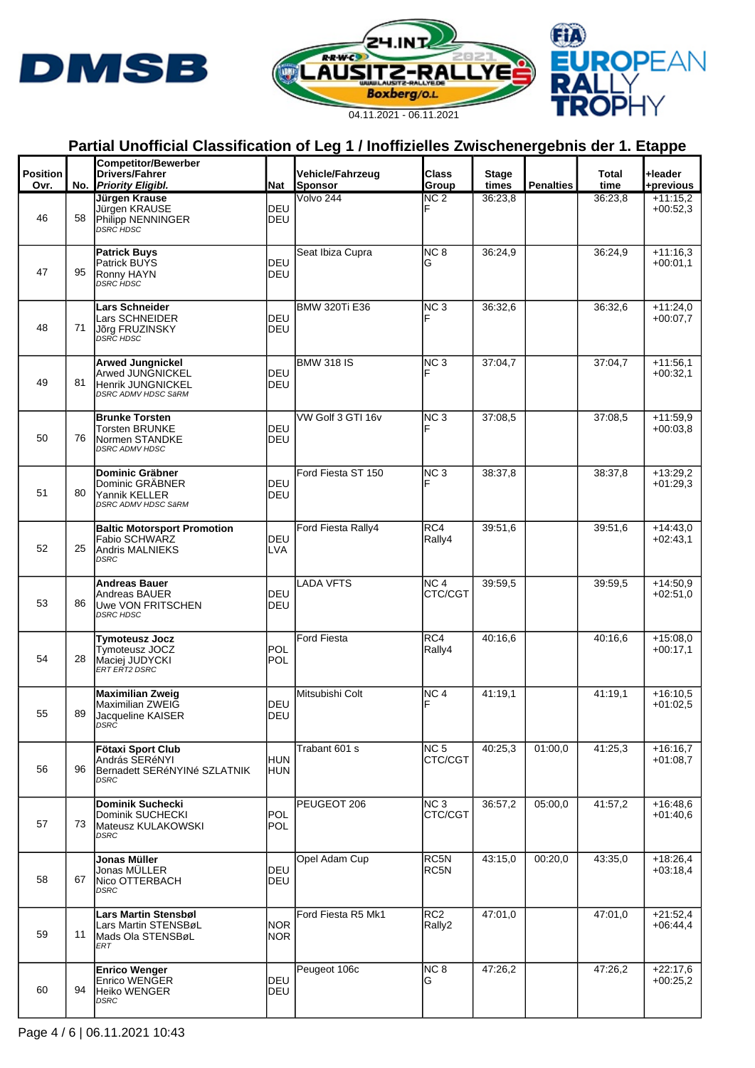04.11.2021 - 06.11.2021

## Partial Unofficial Classification of Leg 1 / Inoffizielles Zwischenergebnis der 1. Etappe

| Position Ovr. | No. | Competitor/Bewerber Drivers/Fahrer *Priority Eligibl.* | Nat | Vehicle/Fahrzeug Sponsor | Class Group | Stage times | Penalties | Total time | +leader +previous |
|---|---|---|---|---|---|---|---|---|---|
| 46 | 58 | **Jürgen Krause** Jürgen KRAUSE Philipp NENNINGER *DSRC HDSC* | DEU DEU | Volvo 244 | NC 2 F | 36:23,8 | | 36:23,8 | +11:15,2 +00:52,3 |
| 47 | 95 | **Patrick Buys** Patrick BUYS Ronny HAYN *DSRC HDSC* | DEU DEU | Seat Ibiza Cupra | NC 8 G | 36:24,9 | | 36:24,9 | +11:16,3 +00:01,1 |
| 48 | 71 | **Lars Schneider** Lars SCHNEIDER Jörg FRUZINSKY *DSRC HDSC* | DEU DEU | BMW 320Ti E36 | NC 3 F | 36:32,6 | | 36:32,6 | +11:24,0 +00:07,7 |
| 49 | 81 | **Arwed Jungnickel** Arwed JUNGNICKEL Henrik JUNGNICKEL *DSRC ADMV HDSC SäRM* | DEU DEU | BMW 318 IS | NC 3 F | 37:04,7 | | 37:04,7 | +11:56,1 +00:32,1 |
| 50 | 76 | **Brunke Torsten** Torsten BRUNKE Normen STANDKE *DSRC ADMV HDSC* | DEU DEU | VW Golf 3 GTI 16v | NC 3 F | 37:08,5 | | 37:08,5 | +11:59,9 +00:03,8 |
| 51 | 80 | **Dominic Gräbner** Dominic GRÄBNER Yannik KELLER *DSRC ADMV HDSC SäRM* | DEU DEU | Ford Fiesta ST 150 | NC 3 F | 38:37,8 | | 38:37,8 | +13:29,2 +01:29,3 |
| 52 | 25 | **Baltic Motorsport Promotion** Fabio SCHWARZ Andris MALNIEKS *DSRC* | DEU LVA | Ford Fiesta Rally4 | RC4 Rally4 | 39:51,6 | | 39:51,6 | +14:43,0 +02:43,1 |
| 53 | 86 | **Andreas Bauer** Andreas BAUER Uwe VON FRITSCHEN *DSRC HDSC* | DEU DEU | LADA VFTS | NC 4 CTC/CGT | 39:59,5 | | 39:59,5 | +14:50,9 +02:51,0 |
| 54 | 28 | **Tymoteusz Jocz** Tymoteusz JOCZ Maciej JUDYCKI *ERT ERT2 DSRC* | POL POL | Ford Fiesta | RC4 Rally4 | 40:16,6 | | 40:16,6 | +15:08,0 +00:17,1 |
| 55 | 89 | **Maximilian Zweig** Maximilian ZWEIG Jacqueline KAISER *DSRC* | DEU DEU | Mitsubishi Colt | NC 4 F | 41:19,1 | | 41:19,1 | +16:10,5 +01:02,5 |
| 56 | 96 | **Fötaxi Sport Club** András SERéNYI Bernadett SERéNYINé SZLATNIK *DSRC* | HUN HUN | Trabant 601 s | NC 5 CTC/CGT | 40:25,3 | 01:00,0 | 41:25,3 | +16:16,7 +01:08,7 |
| 57 | 73 | **Dominik Suchecki** Dominik SUCHECKI Mateusz KULAKOWSKI *DSRC* | POL POL | PEUGEOT 206 | NC 3 CTC/CGT | 36:57,2 | 05:00,0 | 41:57,2 | +16:48,6 +01:40,6 |
| 58 | 67 | **Jonas Müller** Jonas MÜLLER Nico OTTERBACH *DSRC* | DEU DEU | Opel Adam Cup | RC5N RC5N | 43:15,0 | 00:20,0 | 43:35,0 | +18:26,4 +03:18,4 |
| 59 | 11 | **Lars Martin Stensbøl** Lars Martin STENSBøL Mads Ola STENSBøL *ERT* | NOR NOR | Ford Fiesta R5 Mk1 | RC2 Rally2 | 47:01,0 | | 47:01,0 | +21:52,4 +06:44,4 |
| 60 | 94 | **Enrico Wenger** Enrico WENGER Heiko WENGER *DSRC* | DEU DEU | Peugeot 106c | NC 8 G | 47:26,2 | | 47:26,2 | +22:17,6 +00:25,2 |

Page 4 / 6 | 06.11.2021 10:43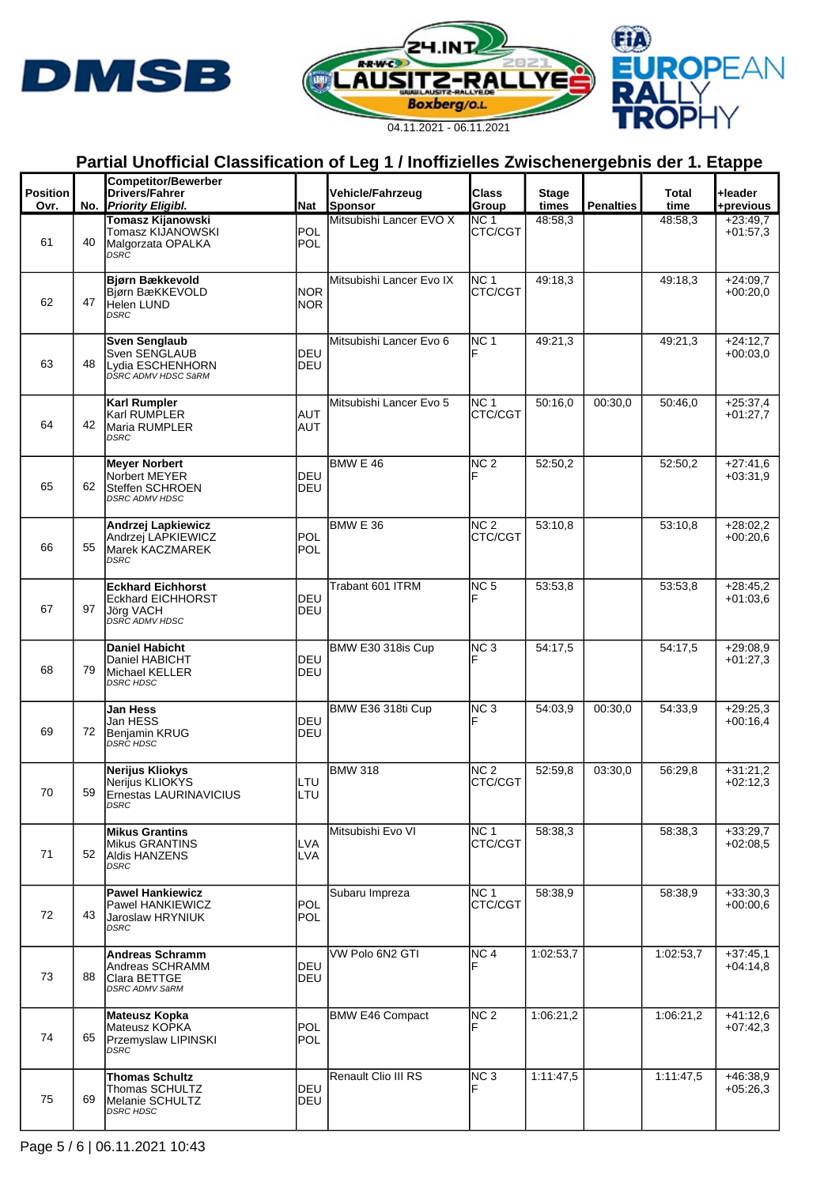04.11.2021 - 06.11.2021

## Partial Unofficial Classification of Leg 1 / Inoffizielles Zwischenergebnis der 1. Etappe

| Position Ovr. | No. | Competitor/Bewerber Drivers/Fahrer *Priority Eligibl.* | Nat | Vehicle/Fahrzeug Sponsor | Class Group | Stage times | Penalties | Total time | +leader +previous |
|---|---|---|---|---|---|---|---|---|---|
| 61 | 40 | **Tomasz Kijanowski** Tomasz KIJANOWSKI Malgorzata OPALKA *DSRC* | POL POL | Mitsubishi Lancer EVO X | NC 1 CTC/CGT | 48:58,3 | | 48:58,3 | +23:49,7 +01:57,3 |
| 62 | 47 | **Bjørn Bækkevold** Bjørn BæKKEVOLD Helen LUND *DSRC* | NOR NOR | Mitsubishi Lancer Evo IX | NC 1 CTC/CGT | 49:18,3 | | 49:18,3 | +24:09,7 +00:20,0 |
| 63 | 48 | **Sven Senglaub** Sven SENGLAUB Lydia ESCHENHORN *DSRC ADMV HDSC SäRM* | DEU DEU | Mitsubishi Lancer Evo 6 | NC 1 F | 49:21,3 | | 49:21,3 | +24:12,7 +00:03,0 |
| 64 | 42 | **Karl Rumpler** Karl RUMPLER Maria RUMPLER *DSRC* | AUT AUT | Mitsubishi Lancer Evo 5 | NC 1 CTC/CGT | 50:16,0 | 00:30,0 | 50:46,0 | +25:37,4 +01:27,7 |
| 65 | 62 | **Meyer Norbert** Norbert MEYER Steffen SCHROEN *DSRC ADMV HDSC* | DEU DEU | BMW E 46 | NC 2 F | 52:50,2 | | 52:50,2 | +27:41,6 +03:31,9 |
| 66 | 55 | **Andrzej Lapkiewicz** Andrzej LAPKIEWICZ Marek KACZMAREK *DSRC* | POL POL | BMW E 36 | NC 2 CTC/CGT | 53:10,8 | | 53:10,8 | +28:02,2 +00:20,6 |
| 67 | 97 | **Eckhard Eichhorst** Eckhard EICHHORST Jörg VACH *DSRC ADMV HDSC* | DEU DEU | Trabant 601 ITRM | NC 5 F | 53:53,8 | | 53:53,8 | +28:45,2 +01:03,6 |
| 68 | 79 | **Daniel Habicht** Daniel HABICHT Michael KELLER *DSRC HDSC* | DEU DEU | BMW E30 318is Cup | NC 3 F | 54:17,5 | | 54:17,5 | +29:08,9 +01:27,3 |
| 69 | 72 | **Jan Hess** Jan HESS Benjamin KRUG *DSRC HDSC* | DEU DEU | BMW E36 318ti Cup | NC 3 F | 54:03,9 | 00:30,0 | 54:33,9 | +29:25,3 +00:16,4 |
| 70 | 59 | **Nerijus Kliokys** Nerijus KLIOKYS Ernestas LAURINAVICIUS *DSRC* | LTU LTU | BMW 318 | NC 2 CTC/CGT | 52:59,8 | 03:30,0 | 56:29,8 | +31:21,2 +02:12,3 |
| 71 | 52 | **Mikus Grantins** Mikus GRANTINS Aldis HANZENS *DSRC* | LVA LVA | Mitsubishi Evo VI | NC 1 CTC/CGT | 58:38,3 | | 58:38,3 | +33:29,7 +02:08,5 |
| 72 | 43 | **Pawel Hankiewicz** Pawel HANKIEWICZ Jaroslaw HRYNIUK *DSRC* | POL POL | Subaru Impreza | NC 1 CTC/CGT | 58:38,9 | | 58:38,9 | +33:30,3 +00:00,6 |
| 73 | 88 | **Andreas Schramm** Andreas SCHRAMM Clara BETTGE *DSRC ADMV SäRM* | DEU DEU | VW Polo 6N2 GTI | NC 4 F | 1:02:53,7 | | 1:02:53,7 | +37:45,1 +04:14,8 |
| 74 | 65 | **Mateusz Kopka** Mateusz KOPKA Przemyslaw LIPINSKI *DSRC* | POL POL | BMW E46 Compact | NC 2 F | 1:06:21,2 | | 1:06:21,2 | +41:12,6 +07:42,3 |
| 75 | 69 | **Thomas Schultz** Thomas SCHULTZ Melanie SCHULTZ *DSRC HDSC* | DEU DEU | Renault Clio III RS | NC 3 F | 1:11:47,5 | | 1:11:47,5 | +46:38,9 +05:26,3 |

06.11.2021 10:43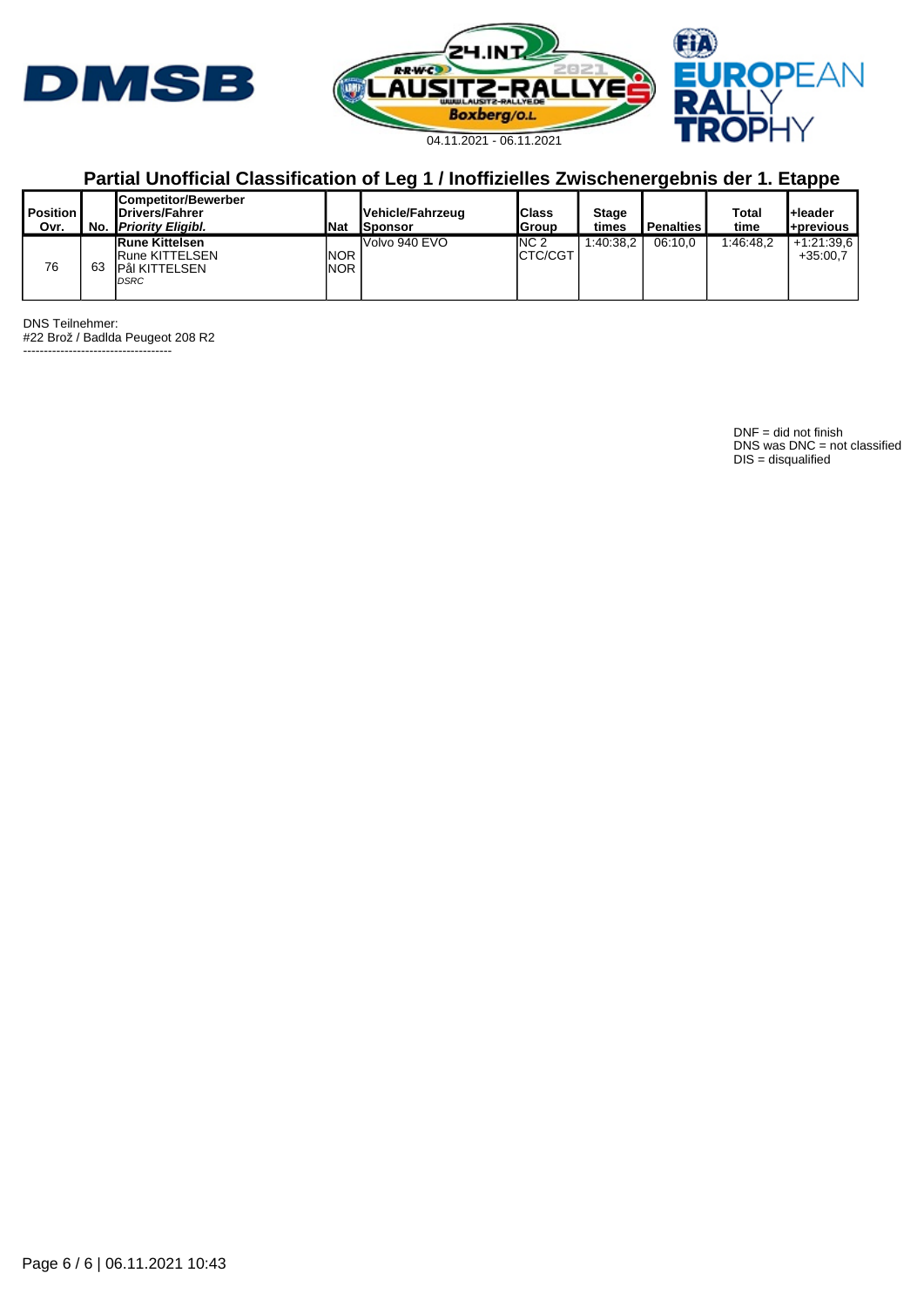04.11.2021 - 06.11.2021

## Partial Unofficial Classification of Leg 1 / Inoffizielles Zwischenergebnis der 1. Etappe

| Position Ovr. | No. | Competitor/Bewerber Drivers/Fahrer *Priority Eligibl.* | Nat | Vehicle/Fahrzeug Sponsor | Class Group | Stage times | Penalties | Total time | +leader +previous |
|---|---|---|---|---|---|---|---|---|---|
| 76 | 63 | **Rune Kittelsen** Rune KITTELSEN Pål KITTELSEN *DSRC* | NOR NOR | Volvo 940 EVO | NC 2 CTC/CGT | 1:40:38,2 | 06:10,0 | 1:46:48,2 | +1:21:39,6 +35:00,7 |

DNS Teilnehmer:
#22 Brož / Badlda Peugeot 208 R2
------------------------------------

DNF = did not finish
DNS was DNC = not classified
DIS = disqualified